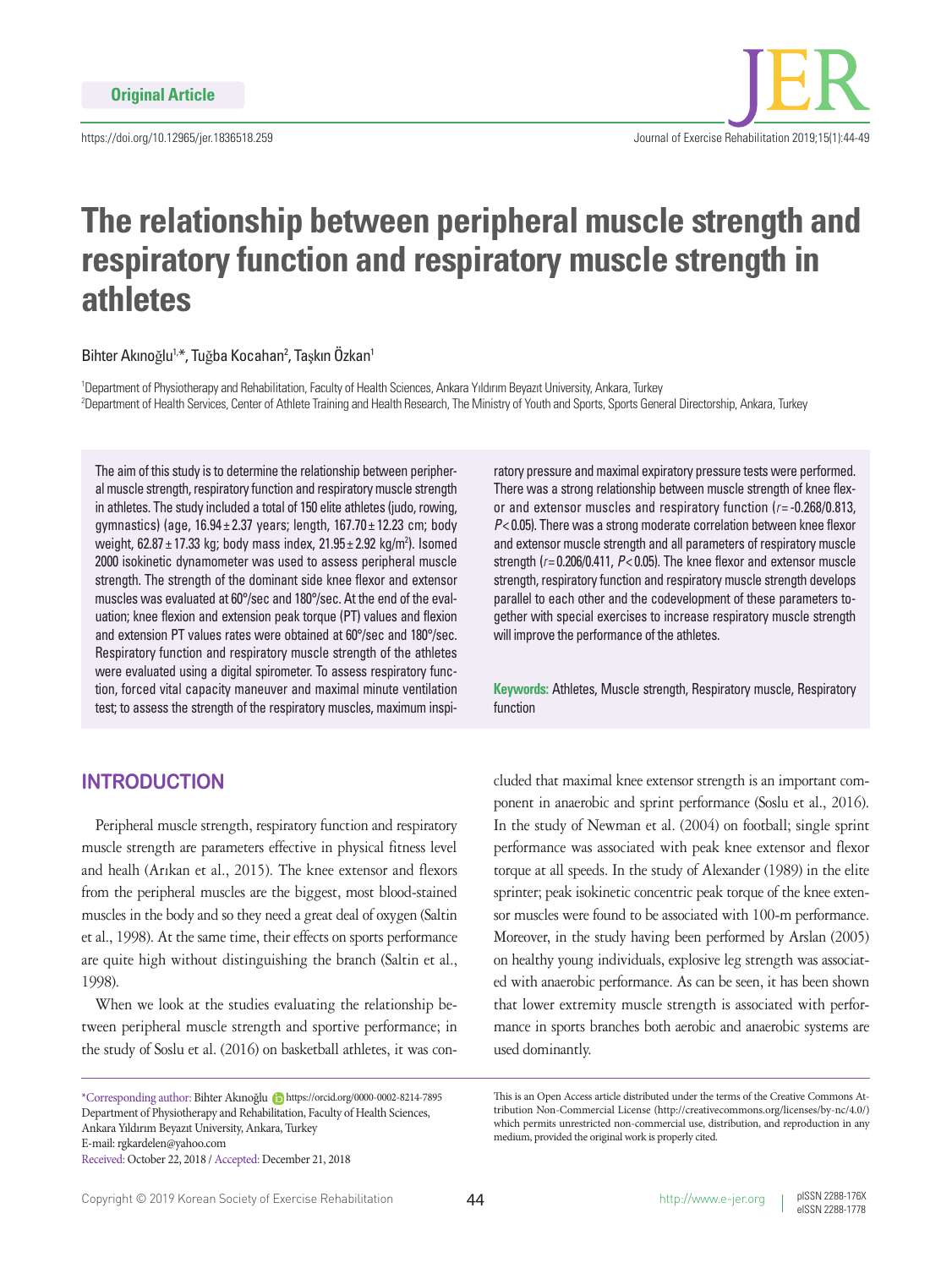Original Article

https://doi.org/10.12965/jer.1836518.259

# The relationship between peripheral muscle strength and respiratory function and respiratory muscle strength in athletes

Bihter Akınoğlu[1,*], Tuğba Kocahan[2], Taşkın Özkan[1]

[1]Department of Physiotherapy and Rehabilitation, Faculty of Health Sciences, Ankara Yıldırım Beyazıt University, Ankara, Turkey
[2]Department of Health Services, Center of Athlete Training and Health Research, The Ministry of Youth and Sports, Sports General Directorship, Ankara, Turkey

The aim of this study is to determine the relationship between peripheral muscle strength, respiratory function and respiratory muscle strength in athletes. The study included a total of 150 elite athletes (judo, rowing, gymnastics) (age, 16.94±2.37 years; length, 167.70±12.23 cm; body weight, 62.87±17.33 kg; body mass index, 21.95±2.92 kg/m$^2$). Isomed 2000 isokinetic dynamometer was used to assess peripheral muscle strength. The strength of the dominant side knee flexor and extensor muscles was evaluated at 60°/sec and 180°/sec. At the end of the evaluation; knee flexion and extension peak torque (PT) values and flexion and extension PT values rates were obtained at 60°/sec and 180°/sec. Respiratory function and respiratory muscle strength of the athletes were evaluated using a digital spirometer. To assess respiratory function, forced vital capacity maneuver and maximal minute ventilation test; to assess the strength of the respiratory muscles, maximum inspiratory pressure and maximal expiratory pressure tests were performed. There was a strong relationship between muscle strength of knee flexor and extensor muscles and respiratory function ($r$= -0.268/0.813, $P$<0.05). There was a strong moderate correlation between knee flexor and extensor muscle strength and all parameters of respiratory muscle strength ($r$=0.206/0.411, $P$<0.05). The knee flexor and extensor muscle strength, respiratory function and respiratory muscle strength develops parallel to each other and the codevelopment of these parameters together with special exercises to increase respiratory muscle strength will improve the performance of the athletes.

**Keywords:** Athletes, Muscle strength, Respiratory muscle, Respiratory function

## INTRODUCTION

Peripheral muscle strength, respiratory function and respiratory muscle strength are parameters effective in physical fitness level and health (Arıkan et al., 2015). The knee extensor and flexors from the peripheral muscles are the biggest, most blood-stained muscles in the body and so they need a great deal of oxygen (Saltin et al., 1998). At the same time, their effects on sports performance are quite high without distinguishing the branch (Saltin et al., 1998).

When we look at the studies evaluating the relationship between peripheral muscle strength and sportive performance; in the study of Soslu et al. (2016) on basketball athletes, it was concluded that maximal knee extensor strength is an important component in anaerobic and sprint performance (Soslu et al., 2016). In the study of Newman et al. (2004) on football; single sprint performance was associated with peak knee extensor and flexor torque at all speeds. In the study of Alexander (1989) in the elite sprinter; peak isokinetic concentric peak torque of the knee extensor muscles were found to be associated with 100-m performance. Moreover, in the study having been performed by Arslan (2005) on healthy young individuals, explosive leg strength was associated with anaerobic performance. As can be seen, it has been shown that lower extremity muscle strength is associated with performance in sports branches both aerobic and anaerobic systems are used dominantly.

*Corresponding author: Bihter Akınoğlu https://orcid.org/0000-0002-8214-7895
Department of Physiotherapy and Rehabilitation, Faculty of Health Sciences, Ankara Yıldırım Beyazıt University, Ankara, Turkey
E-mail: rgkardelen@yahoo.com
Received: October 22, 2018 / Accepted: December 21, 2018

This is an Open Access article distributed under the terms of the Creative Commons Attribution Non-Commercial License (http://creativecommons.org/licenses/by-nc/4.0/) which permits unrestricted non-commercial use, distribution, and reproduction in any medium, provided the original work is properly cited.

Copyright © 2019 Korean Society of Exercise Rehabilitation

pISSN 2288-176X
eISSN 2288-1778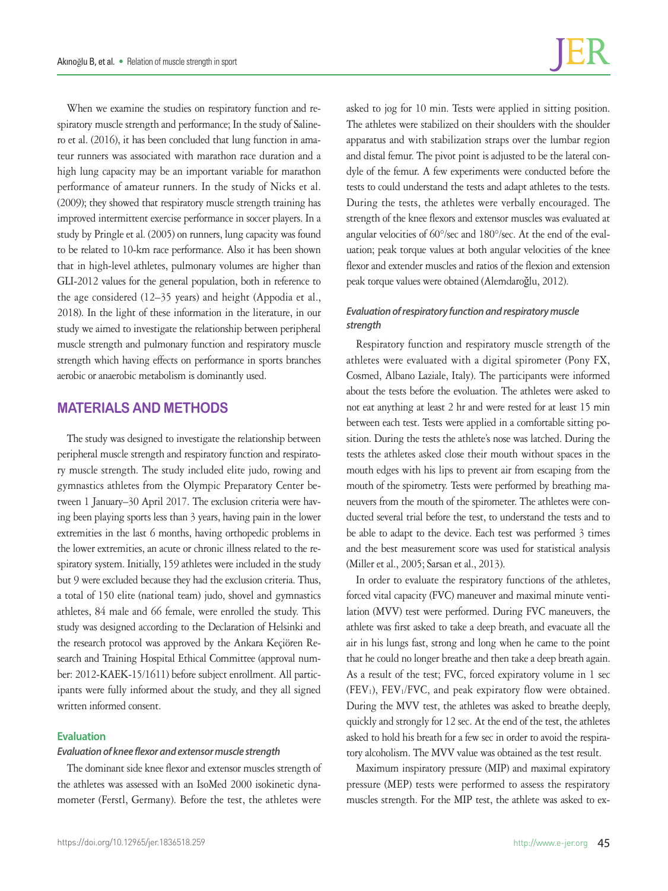When we examine the studies on respiratory function and respiratory muscle strength and performance; In the study of Salinero et al. (2016), it has been concluded that lung function in amateur runners was associated with marathon race duration and a high lung capacity may be an important variable for marathon performance of amateur runners. In the study of Nicks et al. (2009); they showed that respiratory muscle strength training has improved intermittent exercise performance in soccer players. In a study by Pringle et al. (2005) on runners, lung capacity was found to be related to 10-km race performance. Also it has been shown that in high-level athletes, pulmonary volumes are higher than GLI-2012 values for the general population, both in reference to the age considered (12–35 years) and height (Appodia et al., 2018). In the light of these information in the literature, in our study we aimed to investigate the relationship between peripheral muscle strength and pulmonary function and respiratory muscle strength which having effects on performance in sports branches aerobic or anaerobic metabolism is dominantly used.

## MATERIALS AND METHODS

The study was designed to investigate the relationship between peripheral muscle strength and respiratory function and respiratory muscle strength. The study included elite judo, rowing and gymnastics athletes from the Olympic Preparatory Center between 1 January–30 April 2017. The exclusion criteria were having been playing sports less than 3 years, having pain in the lower extremities in the last 6 months, having orthopedic problems in the lower extremities, an acute or chronic illness related to the respiratory system. Initially, 159 athletes were included in the study but 9 were excluded because they had the exclusion criteria. Thus, a total of 150 elite (national team) judo, shovel and gymnastics athletes, 84 male and 66 female, were enrolled the study. This study was designed according to the Declaration of Helsinki and the research protocol was approved by the Ankara Keçiören Research and Training Hospital Ethical Committee (approval number: 2012-KAEK-15/1611) before subject enrollment. All participants were fully informed about the study, and they all signed written informed consent.

### Evaluation

#### *Evaluation of knee flexor and extensor muscle strength*

The dominant side knee flexor and extensor muscles strength of the athletes was assessed with an IsoMed 2000 isokinetic dynamometer (Ferstl, Germany). Before the test, the athletes were asked to jog for 10 min. Tests were applied in sitting position. The athletes were stabilized on their shoulders with the shoulder apparatus and with stabilization straps over the lumbar region and distal femur. The pivot point is adjusted to be the lateral condyle of the femur. A few experiments were conducted before the tests to could understand the tests and adapt athletes to the tests. During the tests, the athletes were verbally encouraged. The strength of the knee flexors and extensor muscles was evaluated at angular velocities of 60°/sec and 180°/sec. At the end of the evaluation; peak torque values at both angular velocities of the knee flexor and extender muscles and ratios of the flexion and extension peak torque values were obtained (Alemdaroğlu, 2012).

#### *Evaluation of respiratory function and respiratory muscle strength*

Respiratory function and respiratory muscle strength of the athletes were evaluated with a digital spirometer (Pony FX, Cosmed, Albano Laziale, Italy). The participants were informed about the tests before the evoluation. The athletes were asked to not eat anything at least 2 hr and were rested for at least 15 min between each test. Tests were applied in a comfortable sitting position. During the tests the athlete's nose was latched. During the tests the athletes asked close their mouth without spaces in the mouth edges with his lips to prevent air from escaping from the mouth of the spirometry. Tests were performed by breathing maneuvers from the mouth of the spirometer. The athletes were conducted several trial before the test, to understand the tests and to be able to adapt to the device. Each test was performed 3 times and the best measurement score was used for statistical analysis (Miller et al., 2005; Sarsan et al., 2013).

In order to evaluate the respiratory functions of the athletes, forced vital capacity (FVC) maneuver and maximal minute ventilation (MVV) test were performed. During FVC maneuvers, the athlete was first asked to take a deep breath, and evacuate all the air in his lungs fast, strong and long when he came to the point that he could no longer breathe and then take a deep breath again. As a result of the test; FVC, forced expiratory volume in 1 sec ($FEV_1$), $FEV_1$/FVC, and peak expiratory flow were obtained. During the MVV test, the athletes was asked to breathe deeply, quickly and strongly for 12 sec. At the end of the test, the athletes asked to hold his breath for a few sec in order to avoid the respiratory alcoholism. The MVV value was obtained as the test result.

Maximum inspiratory pressure (MIP) and maximal expiratory pressure (MEP) tests were performed to assess the respiratory muscles strength. For the MIP test, the athlete was asked to ex-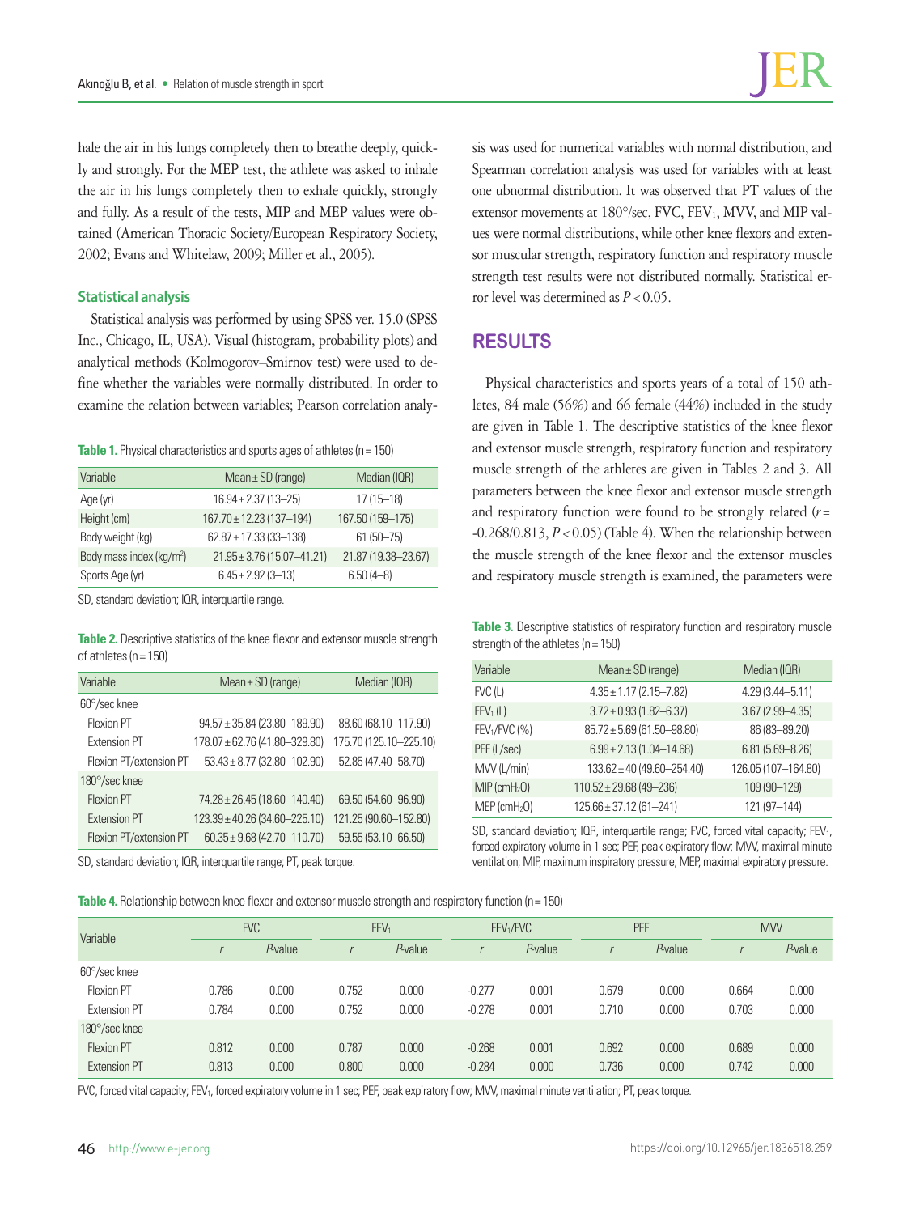hale the air in his lungs completely then to breathe deeply, quickly and strongly. For the MEP test, the athlete was asked to inhale the air in his lungs completely then to exhale quickly, strongly and fully. As a result of the tests, MIP and MEP values were obtained (American Thoracic Society/European Respiratory Society, 2002; Evans and Whitelaw, 2009; Miller et al., 2005).

### Statistical analysis

Statistical analysis was performed by using SPSS ver. 15.0 (SPSS Inc., Chicago, IL, USA). Visual (histogram, probability plots) and analytical methods (Kolmogorov–Smirnov test) were used to define whether the variables were normally distributed. In order to examine the relation between variables; Pearson correlation analysis was used for numerical variables with normal distribution, and Spearman correlation analysis was used for variables with at least one ubnormal distribution. It was observed that PT values of the extensor movements at 180°/sec, FVC, $FEV_1$, MVV, and MIP values were normal distributions, while other knee flexors and extensor muscular strength, respiratory function and respiratory muscle strength test results were not distributed normally. Statistical error level was determined as $P<0.05$.

**Table 1.** Physical characteristics and sports ages of athletes (n=150)

| Variable | Mean±SD (range) | Median (IQR) |
|---|---|---|
| Age (yr) | 16.94±2.37 (13–25) | 17 (15–18) |
| Height (cm) | 167.70±12.23 (137–194) | 167.50 (159–175) |
| Body weight (kg) | 62.87±17.33 (33–138) | 61 (50–75) |
| Body mass index (kg/m$^2$) | 21.95±3.76 (15.07–41.21) | 21.87 (19.38–23.67) |
| Sports Age (yr) | 6.45±2.92 (3–13) | 6.50 (4–8) |

SD, standard deviation; IQR, interquartile range.

**Table 2.** Descriptive statistics of the knee flexor and extensor muscle strength of athletes (n=150)

| Variable | Mean±SD (range) | Median (IQR) |
|---|---|---|
| 60°/sec knee | | |
| Flexion PT | 94.57±35.84 (23.80–189.90) | 88.60 (68.10–117.90) |
| Extension PT | 178.07±62.76 (41.80–329.80) | 175.70 (125.10–225.10) |
| Flexion PT/extension PT | 53.43±8.77 (32.80–102.90) | 52.85 (47.40–58.70) |
| 180°/sec knee | | |
| Flexion PT | 74.28±26.45 (18.60–140.40) | 69.50 (54.60–96.90) |
| Extension PT | 123.39±40.26 (34.60–225.10) | 121.25 (90.60–152.80) |
| Flexion PT/extension PT | 60.35±9.68 (42.70–110.70) | 59.55 (53.10–66.50) |

SD, standard deviation; IQR, interquartile range; PT, peak torque.

## RESULTS

Physical characteristics and sports years of a total of 150 athletes, 84 male (56%) and 66 female (44%) included in the study are given in Table 1. The descriptive statistics of the knee flexor and extensor muscle strength, respiratory function and respiratory muscle strength of the athletes are given in Tables 2 and 3. All parameters between the knee flexor and extensor muscle strength and respiratory function were found to be strongly related ($r$= -0.268/0.813, $P<0.05$) (Table 4). When the relationship between the muscle strength of the knee flexor and the extensor muscles and respiratory muscle strength is examined, the parameters were

**Table 3.** Descriptive statistics of respiratory function and respiratory muscle strength of the athletes (n=150)

| Variable | Mean±SD (range) | Median (IQR) |
|---|---|---|
| FVC (L) | 4.35±1.17 (2.15–7.82) | 4.29 (3.44–5.11) |
| $FEV_1$ (L) | 3.72±0.93 (1.82–6.37) | 3.67 (2.99–4.35) |
| $FEV_1$/FVC (%) | 85.72±5.69 (61.50–98.80) | 86 (83–89.20) |
| PEF (L/sec) | 6.99±2.13 (1.04–14.68) | 6.81 (5.69–8.26) |
| MVV (L/min) | 133.62±40 (49.60–254.40) | 126.05 (107–164.80) |
| MIP (cm$H_2O$) | 110.52±29.68 (49–236) | 109 (90–129) |
| MEP (cm$H_2O$) | 125.66±37.12 (61–241) | 121 (97–144) |

SD, standard deviation; IQR, interquartile range; FVC, forced vital capacity; $FEV_1$, forced expiratory volume in 1 sec; PEF, peak expiratory flow; MVV, maximal minute ventilation; MIP, maximum inspiratory pressure; MEP, maximal expiratory pressure.

**Table 4.** Relationship between knee flexor and extensor muscle strength and respiratory function (n=150)

| Variable | FVC | | $FEV_1$ | | $FEV_1$/FVC | | PEF | | MVV | |
|---|---|---|---|---|---|---|---|---|---|---|
| | $r$ | $P$-value | $r$ | $P$-value | $r$ | $P$-value | $r$ | $P$-value | $r$ | $P$-value |
| 60°/sec knee | | | | | | | | | | |
| Flexion PT | 0.786 | 0.000 | 0.752 | 0.000 | -0.277 | 0.001 | 0.679 | 0.000 | 0.664 | 0.000 |
| Extension PT | 0.784 | 0.000 | 0.752 | 0.000 | -0.278 | 0.001 | 0.710 | 0.000 | 0.703 | 0.000 |
| 180°/sec knee | | | | | | | | | | |
| Flexion PT | 0.812 | 0.000 | 0.787 | 0.000 | -0.268 | 0.001 | 0.692 | 0.000 | 0.689 | 0.000 |
| Extension PT | 0.813 | 0.000 | 0.800 | 0.000 | -0.284 | 0.000 | 0.736 | 0.000 | 0.742 | 0.000 |

FVC, forced vital capacity; $FEV_1$, forced expiratory volume in 1 sec; PEF, peak expiratory flow; MVV, maximal minute ventilation; PT, peak torque.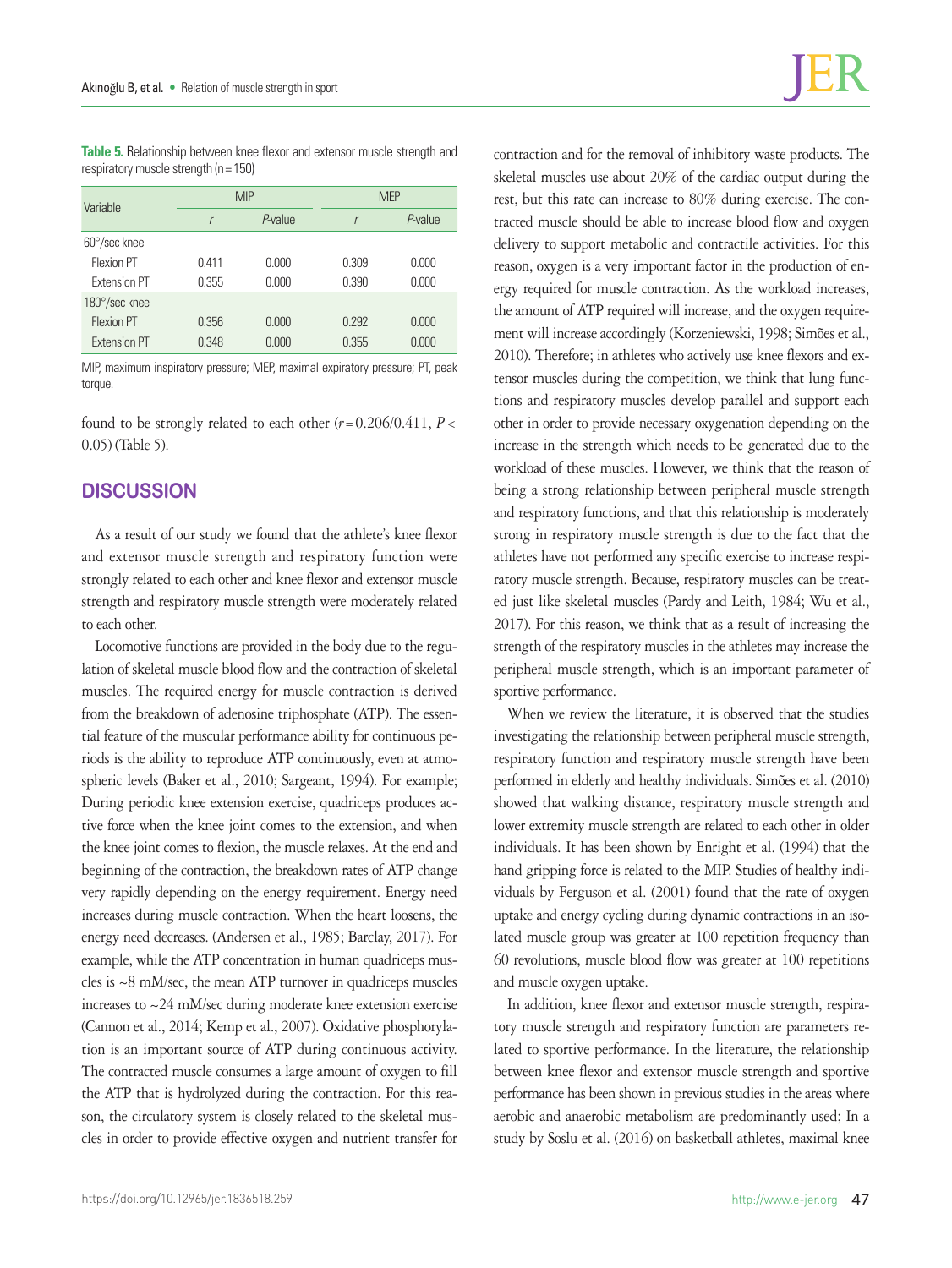**Table 5.** Relationship between knee flexor and extensor muscle strength and respiratory muscle strength (n=150)

| Variable | MIP | | MEP | |
|---|---|---|---|---|
| | *r* | *P*-value | *r* | *P*-value |
| 60°/sec knee | | | | |
| Flexion PT | 0.411 | 0.000 | 0.309 | 0.000 |
| Extension PT | 0.355 | 0.000 | 0.390 | 0.000 |
| 180°/sec knee | | | | |
| Flexion PT | 0.356 | 0.000 | 0.292 | 0.000 |
| Extension PT | 0.348 | 0.000 | 0.355 | 0.000 |

MIP, maximum inspiratory pressure; MEP, maximal expiratory pressure; PT, peak torque.

found to be strongly related to each other ($r=0.206/0.411$, $P<0.05$) (Table 5).

## DISCUSSION

As a result of our study we found that the athlete's knee flexor and extensor muscle strength and respiratory function were strongly related to each other and knee flexor and extensor muscle strength and respiratory muscle strength were moderately related to each other.

Locomotive functions are provided in the body due to the regulation of skeletal muscle blood flow and the contraction of skeletal muscles. The required energy for muscle contraction is derived from the breakdown of adenosine triphosphate (ATP). The essential feature of the muscular performance ability for continuous periods is the ability to reproduce ATP continuously, even at atmospheric levels (Baker et al., 2010; Sargeant, 1994). For example; During periodic knee extension exercise, quadriceps produces active force when the knee joint comes to the extension, and when the knee joint comes to flexion, the muscle relaxes. At the end and beginning of the contraction, the breakdown rates of ATP change very rapidly depending on the energy requirement. Energy need increases during muscle contraction. When the heart loosens, the energy need decreases. (Andersen et al., 1985; Barclay, 2017). For example, while the ATP concentration in human quadriceps muscles is ~8 mM/sec, the mean ATP turnover in quadriceps muscles increases to ~24 mM/sec during moderate knee extension exercise (Cannon et al., 2014; Kemp et al., 2007). Oxidative phosphorylation is an important source of ATP during continuous activity. The contracted muscle consumes a large amount of oxygen to fill the ATP that is hydrolyzed during the contraction. For this reason, the circulatory system is closely related to the skeletal muscles in order to provide effective oxygen and nutrient transfer for contraction and for the removal of inhibitory waste products. The skeletal muscles use about 20% of the cardiac output during the rest, but this rate can increase to 80% during exercise. The contracted muscle should be able to increase blood flow and oxygen delivery to support metabolic and contractile activities. For this reason, oxygen is a very important factor in the production of energy required for muscle contraction. As the workload increases, the amount of ATP required will increase, and the oxygen requirement will increase accordingly (Korzeniewski, 1998; Simões et al., 2010). Therefore; in athletes who actively use knee flexors and extensor muscles during the competition, we think that lung functions and respiratory muscles develop parallel and support each other in order to provide necessary oxygenation depending on the increase in the strength which needs to be generated due to the workload of these muscles. However, we think that the reason of being a strong relationship between peripheral muscle strength and respiratory functions, and that this relationship is moderately strong in respiratory muscle strength is due to the fact that the athletes have not performed any specific exercise to increase respiratory muscle strength. Because, respiratory muscles can be treated just like skeletal muscles (Pardy and Leith, 1984; Wu et al., 2017). For this reason, we think that as a result of increasing the strength of the respiratory muscles in the athletes may increase the peripheral muscle strength, which is an important parameter of sportive performance.

When we review the literature, it is observed that the studies investigating the relationship between peripheral muscle strength, respiratory function and respiratory muscle strength have been performed in elderly and healthy individuals. Simões et al. (2010) showed that walking distance, respiratory muscle strength and lower extremity muscle strength are related to each other in older individuals. It has been shown by Enright et al. (1994) that the hand gripping force is related to the MIP. Studies of healthy individuals by Ferguson et al. (2001) found that the rate of oxygen uptake and energy cycling during dynamic contractions in an isolated muscle group was greater at 100 repetition frequency than 60 revolutions, muscle blood flow was greater at 100 repetitions and muscle oxygen uptake.

In addition, knee flexor and extensor muscle strength, respiratory muscle strength and respiratory function are parameters related to sportive performance. In the literature, the relationship between knee flexor and extensor muscle strength and sportive performance has been shown in previous studies in the areas where aerobic and anaerobic metabolism are predominantly used; In a study by Soslu et al. (2016) on basketball athletes, maximal knee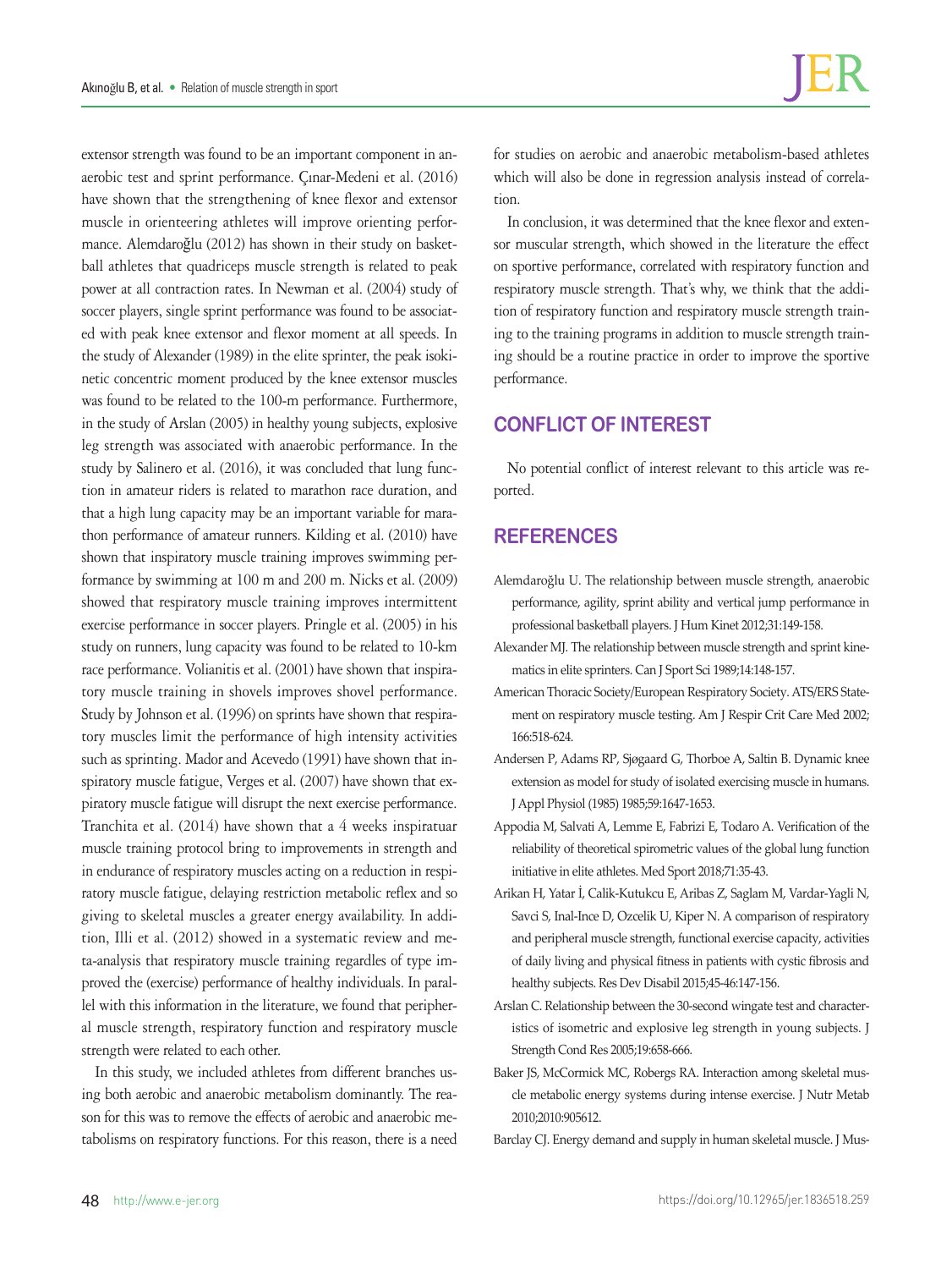extensor strength was found to be an important component in anaerobic test and sprint performance. Çınar-Medeni et al. (2016) have shown that the strengthening of knee flexor and extensor muscle in orienteering athletes will improve orienting performance. Alemdaroğlu (2012) has shown in their study on basketball athletes that quadriceps muscle strength is related to peak power at all contraction rates. In Newman et al. (2004) study of soccer players, single sprint performance was found to be associated with peak knee extensor and flexor moment at all speeds. In the study of Alexander (1989) in the elite sprinter, the peak isokinetic concentric moment produced by the knee extensor muscles was found to be related to the 100-m performance. Furthermore, in the study of Arslan (2005) in healthy young subjects, explosive leg strength was associated with anaerobic performance. In the study by Salinero et al. (2016), it was concluded that lung function in amateur riders is related to marathon race duration, and that a high lung capacity may be an important variable for marathon performance of amateur runners. Kilding et al. (2010) have shown that inspiratory muscle training improves swimming performance by swimming at 100 m and 200 m. Nicks et al. (2009) showed that respiratory muscle training improves intermittent exercise performance in soccer players. Pringle et al. (2005) in his study on runners, lung capacity was found to be related to 10-km race performance. Volianitis et al. (2001) have shown that inspiratory muscle training in shovels improves shovel performance. Study by Johnson et al. (1996) on sprints have shown that respiratory muscles limit the performance of high intensity activities such as sprinting. Mador and Acevedo (1991) have shown that inspiratory muscle fatigue, Verges et al. (2007) have shown that expiratory muscle fatigue will disrupt the next exercise performance. Tranchita et al. (2014) have shown that a 4 weeks inspiratuar muscle training protocol bring to improvements in strength and in endurance of respiratory muscles acting on a reduction in respiratory muscle fatigue, delaying restriction metabolic reflex and so giving to skeletal muscles a greater energy availability. In addition, Illi et al. (2012) showed in a systematic review and meta-analysis that respiratory muscle training regardles of type improved the (exercise) performance of healthy individuals. In parallel with this information in the literature, we found that peripheral muscle strength, respiratory function and respiratory muscle strength were related to each other.

In this study, we included athletes from different branches using both aerobic and anaerobic metabolism dominantly. The reason for this was to remove the effects of aerobic and anaerobic metabolisms on respiratory functions. For this reason, there is a need for studies on aerobic and anaerobic metabolism-based athletes which will also be done in regression analysis instead of correlation.

In conclusion, it was determined that the knee flexor and extensor muscular strength, which showed in the literature the effect on sportive performance, correlated with respiratory function and respiratory muscle strength. That's why, we think that the addition of respiratory function and respiratory muscle strength training to the training programs in addition to muscle strength training should be a routine practice in order to improve the sportive performance.

## CONFLICT OF INTEREST

No potential conflict of interest relevant to this article was reported.

## REFERENCES

Alemdaroğlu U. The relationship between muscle strength, anaerobic performance, agility, sprint ability and vertical jump performance in professional basketball players. J Hum Kinet 2012;31:149-158.

Alexander MJ. The relationship between muscle strength and sprint kinematics in elite sprinters. Can J Sport Sci 1989;14:148-157.

American Thoracic Society/European Respiratory Society. ATS/ERS Statement on respiratory muscle testing. Am J Respir Crit Care Med 2002; 166:518-624.

Andersen P, Adams RP, Sjøgaard G, Thorboe A, Saltin B. Dynamic knee extension as model for study of isolated exercising muscle in humans. J Appl Physiol (1985) 1985;59:1647-1653.

Appodia M, Salvati A, Lemme E, Fabrizi E, Todaro A. Verification of the reliability of theoretical spirometric values of the global lung function initiative in elite athletes. Med Sport 2018;71:35-43.

Arikan H, Yatar İ, Calik-Kutukcu E, Aribas Z, Saglam M, Vardar-Yagli N, Savci S, Inal-Ince D, Ozcelik U, Kiper N. A comparison of respiratory and peripheral muscle strength, functional exercise capacity, activities of daily living and physical fitness in patients with cystic fibrosis and healthy subjects. Res Dev Disabil 2015;45-46:147-156.

Arslan C. Relationship between the 30-second wingate test and characteristics of isometric and explosive leg strength in young subjects. J Strength Cond Res 2005;19:658-666.

Baker JS, McCormick MC, Robergs RA. Interaction among skeletal muscle metabolic energy systems during intense exercise. J Nutr Metab 2010;2010:905612.

Barclay CJ. Energy demand and supply in human skeletal muscle. J Mus-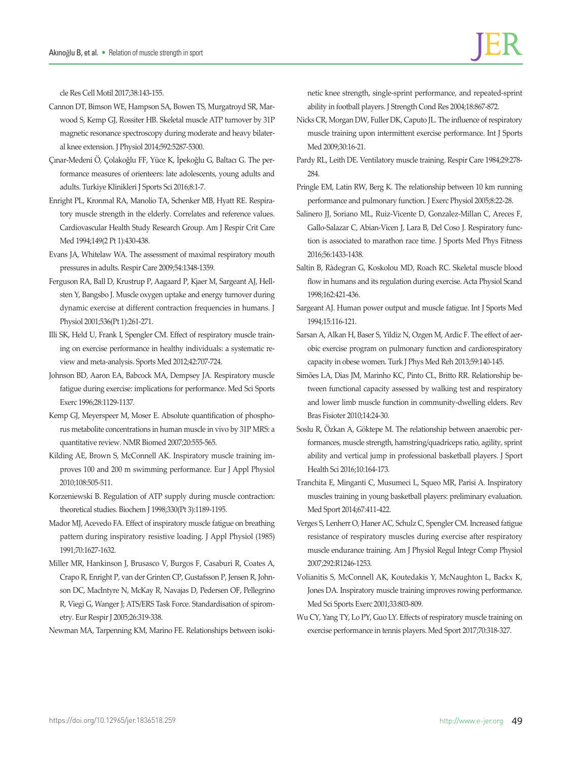cle Res Cell Motil 2017;38:143-155.

Cannon DT, Bimson WE, Hampson SA, Bowen TS, Murgatroyd SR, Marwood S, Kemp GJ, Rossiter HB. Skeletal muscle ATP turnover by 31P magnetic resonance spectroscopy during moderate and heavy bilateral knee extension. J Physiol 2014;592:5287-5300.

Çınar-Medeni Ö, Çolakoğlu FF, Yüce K, İpekoğlu G, Baltacı G. The performance measures of orienteers: late adolescents, young adults and adults. Turkiye Klinikleri J Sports Sci 2016;8:1-7.

Enright PL, Kronmal RA, Manolio TA, Schenker MB, Hyatt RE. Respiratory muscle strength in the elderly. Correlates and reference values. Cardiovascular Health Study Research Group. Am J Respir Crit Care Med 1994;149(2 Pt 1):430-438.

Evans JA, Whitelaw WA. The assessment of maximal respiratory mouth pressures in adults. Respir Care 2009;54:1348-1359.

Ferguson RA, Ball D, Krustrup P, Aagaard P, Kjaer M, Sargeant AJ, Hellsten Y, Bangsbo J. Muscle oxygen uptake and energy turnover during dynamic exercise at different contraction frequencies in humans. J Physiol 2001;536(Pt 1):261-271.

Illi SK, Held U, Frank I, Spengler CM. Effect of respiratory muscle training on exercise performance in healthy individuals: a systematic review and meta-analysis. Sports Med 2012;42:707-724.

Johnson BD, Aaron EA, Babcock MA, Dempsey JA. Respiratory muscle fatigue during exercise: implications for performance. Med Sci Sports Exerc 1996;28:1129-1137.

Kemp GJ, Meyerspeer M, Moser E. Absolute quantification of phosphorus metabolite concentrations in human muscle in vivo by 31P MRS: a quantitative review. NMR Biomed 2007;20:555-565.

Kilding AE, Brown S, McConnell AK. Inspiratory muscle training improves 100 and 200 m swimming performance. Eur J Appl Physiol 2010;108:505-511.

Korzeniewski B. Regulation of ATP supply during muscle contraction: theoretical studies. Biochem J 1998;330(Pt 3):1189-1195.

Mador MJ, Acevedo FA. Effect of inspiratory muscle fatigue on breathing pattern during inspiratory resistive loading. J Appl Physiol (1985) 1991;70:1627-1632.

Miller MR, Hankinson J, Brusasco V, Burgos F, Casaburi R, Coates A, Crapo R, Enright P, van der Grinten CP, Gustafsson P, Jensen R, Johnson DC, MacIntyre N, McKay R, Navajas D, Pedersen OF, Pellegrino R, Viegi G, Wanger J; ATS/ERS Task Force. Standardisation of spirometry. Eur Respir J 2005;26:319-338.

Newman MA, Tarpenning KM, Marino FE. Relationships between isokinetic knee strength, single-sprint performance, and repeated-sprint ability in football players. J Strength Cond Res 2004;18:867-872.

Nicks CR, Morgan DW, Fuller DK, Caputo JL. The influence of respiratory muscle training upon intermittent exercise performance. Int J Sports Med 2009;30:16-21.

Pardy RL, Leith DE. Ventilatory muscle training. Respir Care 1984;29:278-284.

Pringle EM, Latin RW, Berg K. The relationship between 10 km running performance and pulmonary function. J Exerc Physiol 2005;8:22-28.

Salinero JJ, Soriano ML, Ruiz-Vicente D, Gonzalez-Millan C, Areces F, Gallo-Salazar C, Abian-Vicen J, Lara B, Del Coso J. Respiratory function is associated to marathon race time. J Sports Med Phys Fitness 2016;56:1433-1438.

Saltin B, Rådegran G, Koskolou MD, Roach RC. Skeletal muscle blood flow in humans and its regulation during exercise. Acta Physiol Scand 1998;162:421-436.

Sargeant AJ. Human power output and muscle fatigue. Int J Sports Med 1994;15:116-121.

Sarsan A, Alkan H, Baser S, Yildiz N, Ozgen M, Ardic F. The effect of aerobic exercise program on pulmonary function and cardiorespiratory capacity in obese women. Turk J Phys Med Reh 2013;59:140-145.

Simões LA, Dias JM, Marinho KC, Pinto CL, Britto RR. Relationship between functional capacity assessed by walking test and respiratory and lower limb muscle function in community-dwelling elders. Rev Bras Fisioter 2010;14:24-30.

Soslu R, Özkan A, Göktepe M. The relationship between anaerobic performances, muscle strength, hamstring/quadriceps ratio, agility, sprint ability and vertical jump in professional basketball players. J Sport Health Sci 2016;10:164-173.

Tranchita E, Minganti C, Musumeci L, Squeo MR, Parisi A. Inspiratory muscles training in young basketball players: preliminary evaluation. Med Sport 2014;67:411-422.

Verges S, Lenherr O, Haner AC, Schulz C, Spengler CM. Increased fatigue resistance of respiratory muscles during exercise after respiratory muscle endurance training. Am J Physiol Regul Integr Comp Physiol 2007;292:R1246-1253.

Volianitis S, McConnell AK, Koutedakis Y, McNaughton L, Backx K, Jones DA. Inspiratory muscle training improves rowing performance. Med Sci Sports Exerc 2001;33:803-809.

Wu CY, Yang TY, Lo PY, Guo LY. Effects of respiratory muscle training on exercise performance in tennis players. Med Sport 2017;70:318-327.